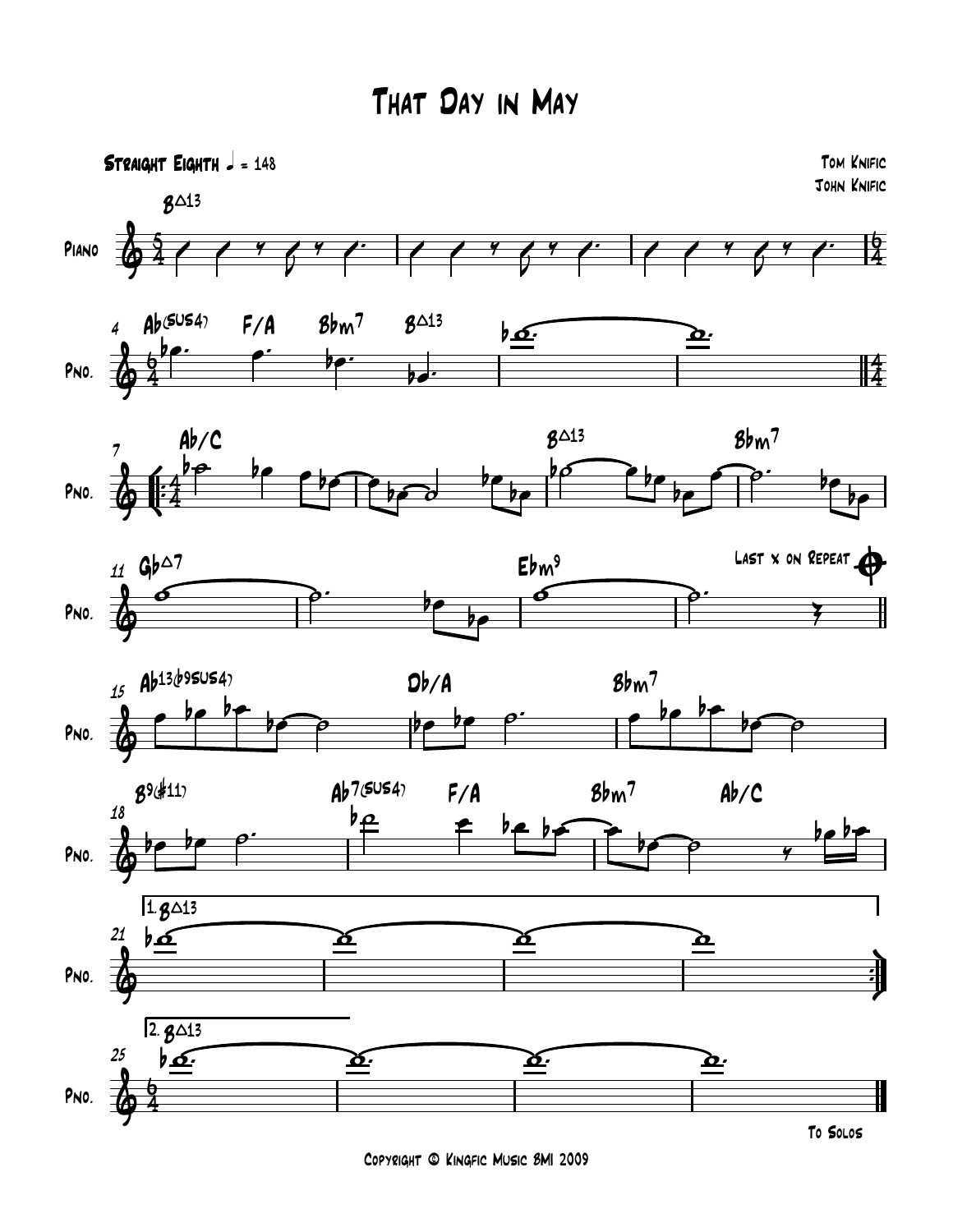# That Day in May

Straight Eighth ♩ = 148

Tom Knific
John Knific

Last x on Repeat

To Solos

Copyright © Kingfic Music BMI 2009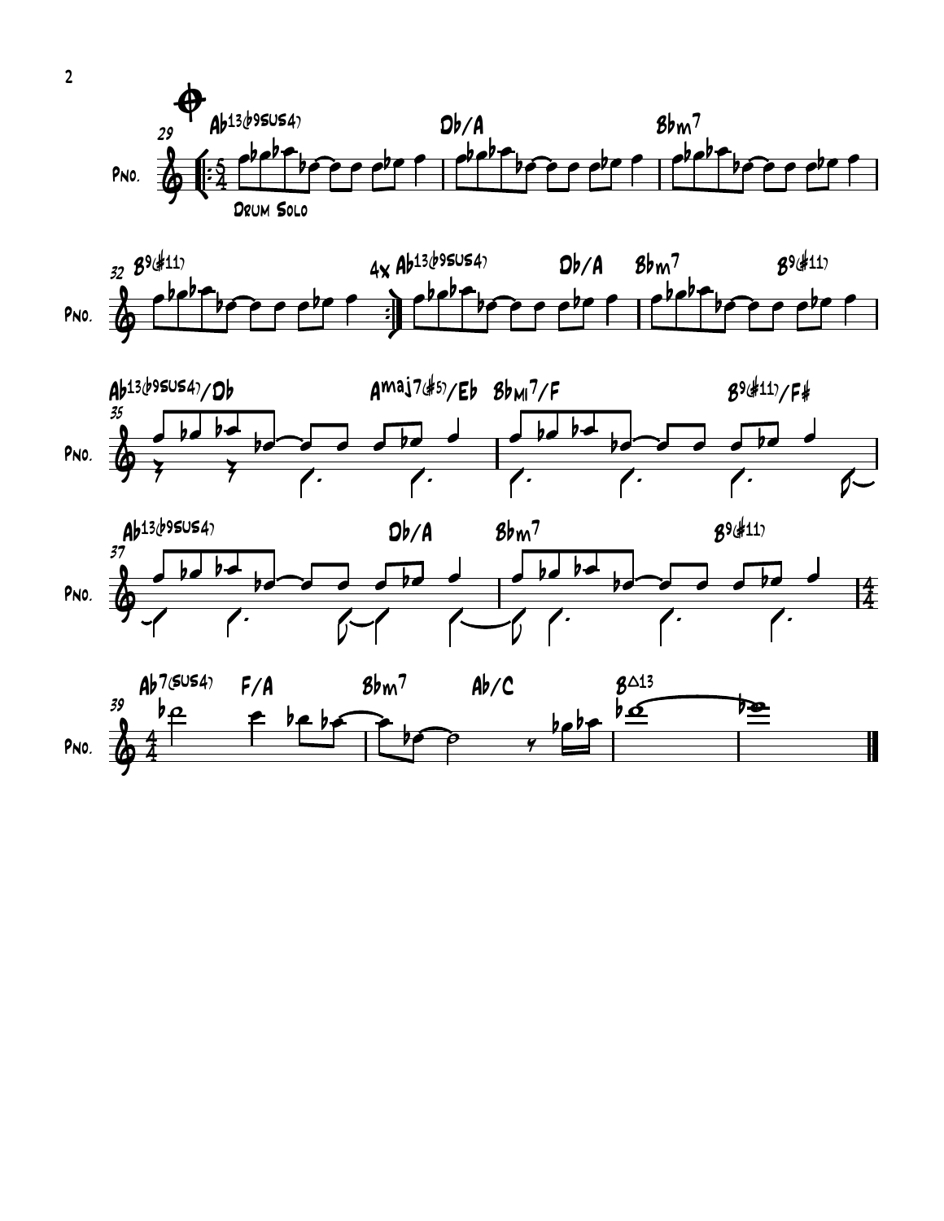Ab13(b9sus4) Db/A Bbm7

Pno.

Drum Solo

B9(#11) 4x Ab13(b9sus4) Db/A Bbm7 B9(#11)

Ab13(b9sus4)/Db Amaj7(#5)/Eb Bbmi7/F B9(#11)/F#

Ab13(b9sus4) Db/A Bbm7 B9(#11)

Ab7(sus4) F/A Bbm7 Ab/C B△13